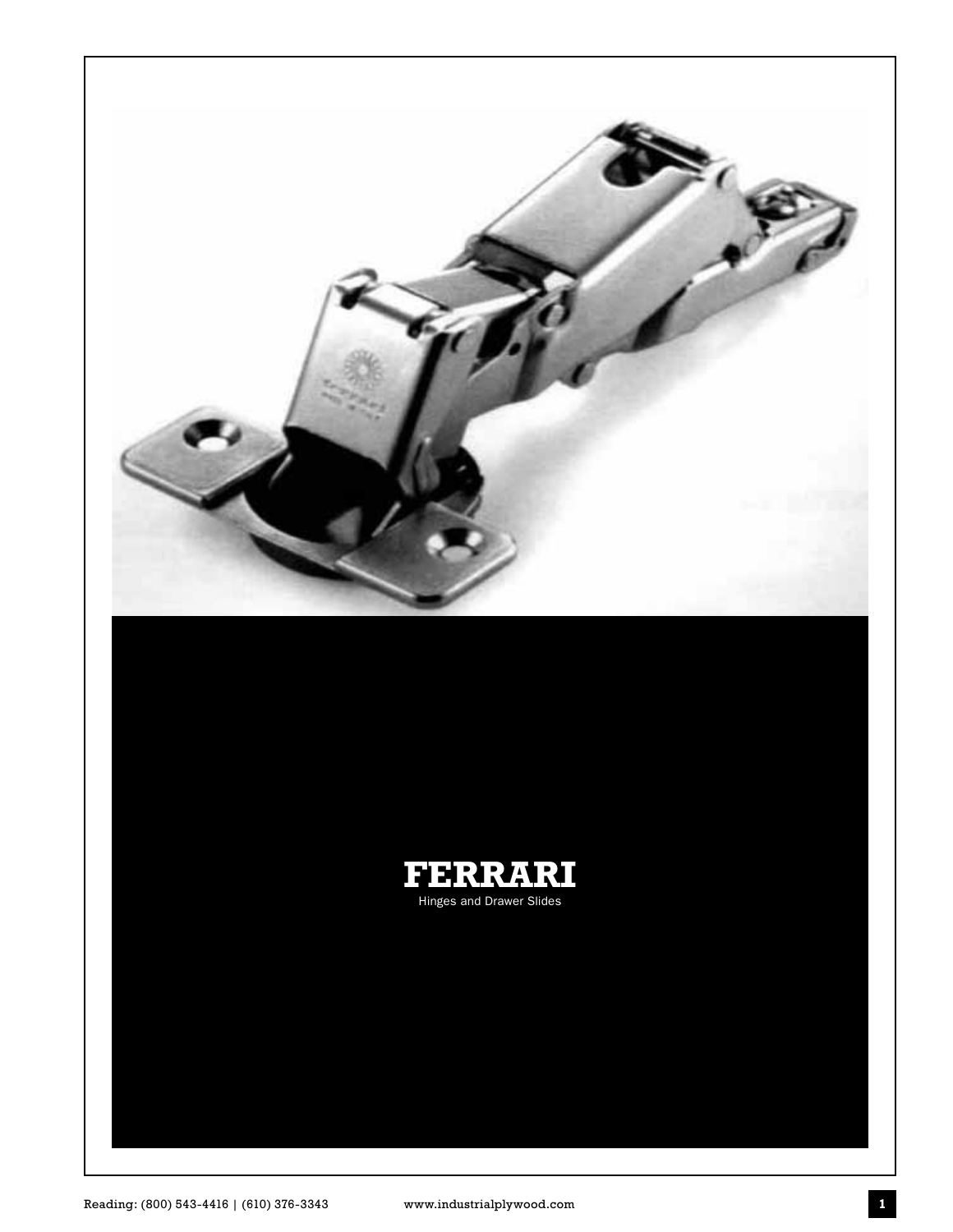# FERRARI

Hinges and Drawer Slides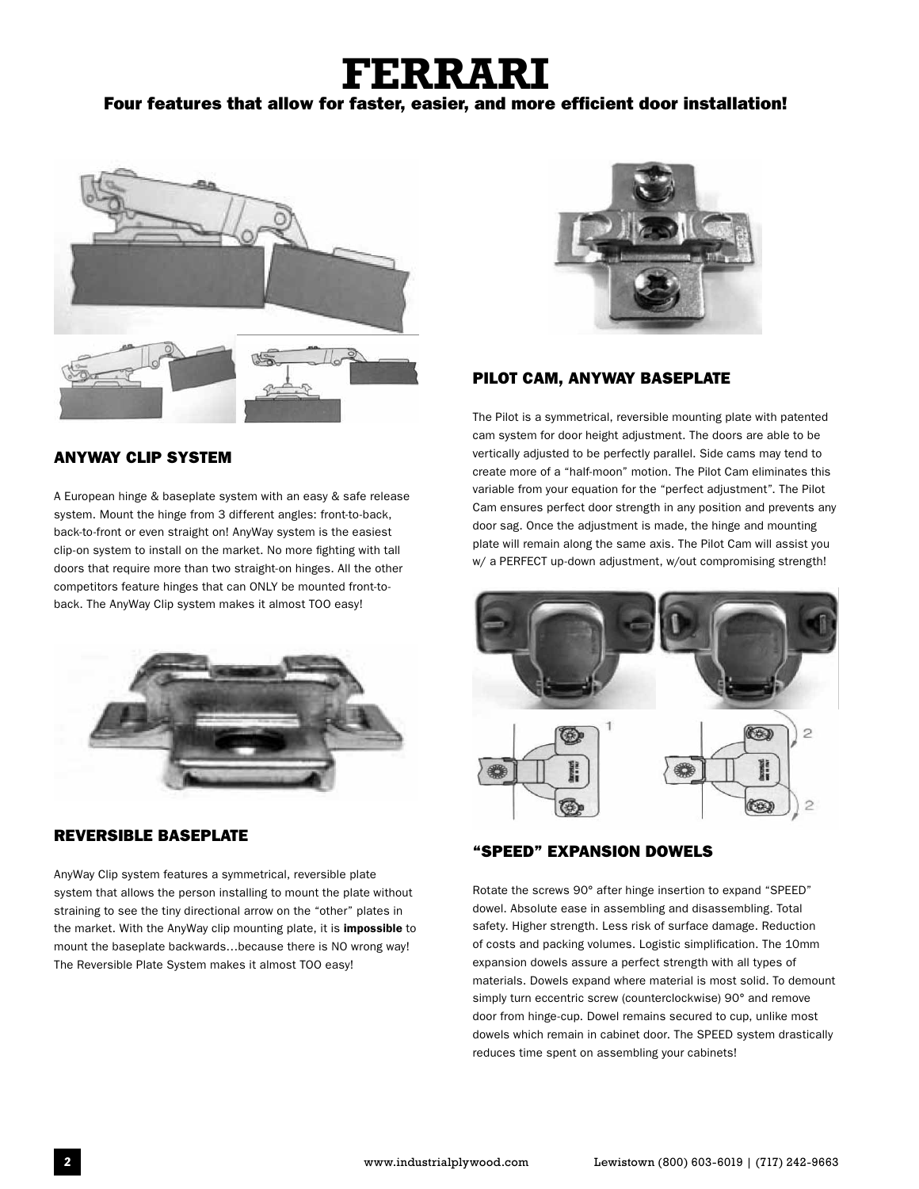# FERRARI

**Four features that allow for faster, easier, and more efficient door installation!**

## ANYWAY CLIP SYSTEM

A European hinge & baseplate system with an easy & safe release system. Mount the hinge from 3 different angles: front-to-back, back-to-front or even straight on! AnyWay system is the easiest clip-on system to install on the market. No more fighting with tall doors that require more than two straight-on hinges. All the other competitors feature hinges that can ONLY be mounted front-to-back. The AnyWay Clip system makes it almost TOO easy!

## REVERSIBLE BASEPLATE

AnyWay Clip system features a symmetrical, reversible plate system that allows the person installing to mount the plate without straining to see the tiny directional arrow on the "other" plates in the market. With the AnyWay clip mounting plate, it is **impossible** to mount the baseplate backwards…because there is NO wrong way! The Reversible Plate System makes it almost TOO easy!

## PILOT CAM, ANYWAY BASEPLATE

The Pilot is a symmetrical, reversible mounting plate with patented cam system for door height adjustment. The doors are able to be vertically adjusted to be perfectly parallel. Side cams may tend to create more of a "half-moon" motion. The Pilot Cam eliminates this variable from your equation for the "perfect adjustment". The Pilot Cam ensures perfect door strength in any position and prevents any door sag. Once the adjustment is made, the hinge and mounting plate will remain along the same axis. The Pilot Cam will assist you w/ a PERFECT up-down adjustment, w/out compromising strength!

## "SPEED" EXPANSION DOWELS

Rotate the screws 90° after hinge insertion to expand "SPEED" dowel. Absolute ease in assembling and disassembling. Total safety. Higher strength. Less risk of surface damage. Reduction of costs and packing volumes. Logistic simplification. The 10mm expansion dowels assure a perfect strength with all types of materials. Dowels expand where material is most solid. To demount simply turn eccentric screw (counterclockwise) 90° and remove door from hinge-cup. Dowel remains secured to cup, unlike most dowels which remain in cabinet door. The SPEED system drastically reduces time spent on assembling your cabinets!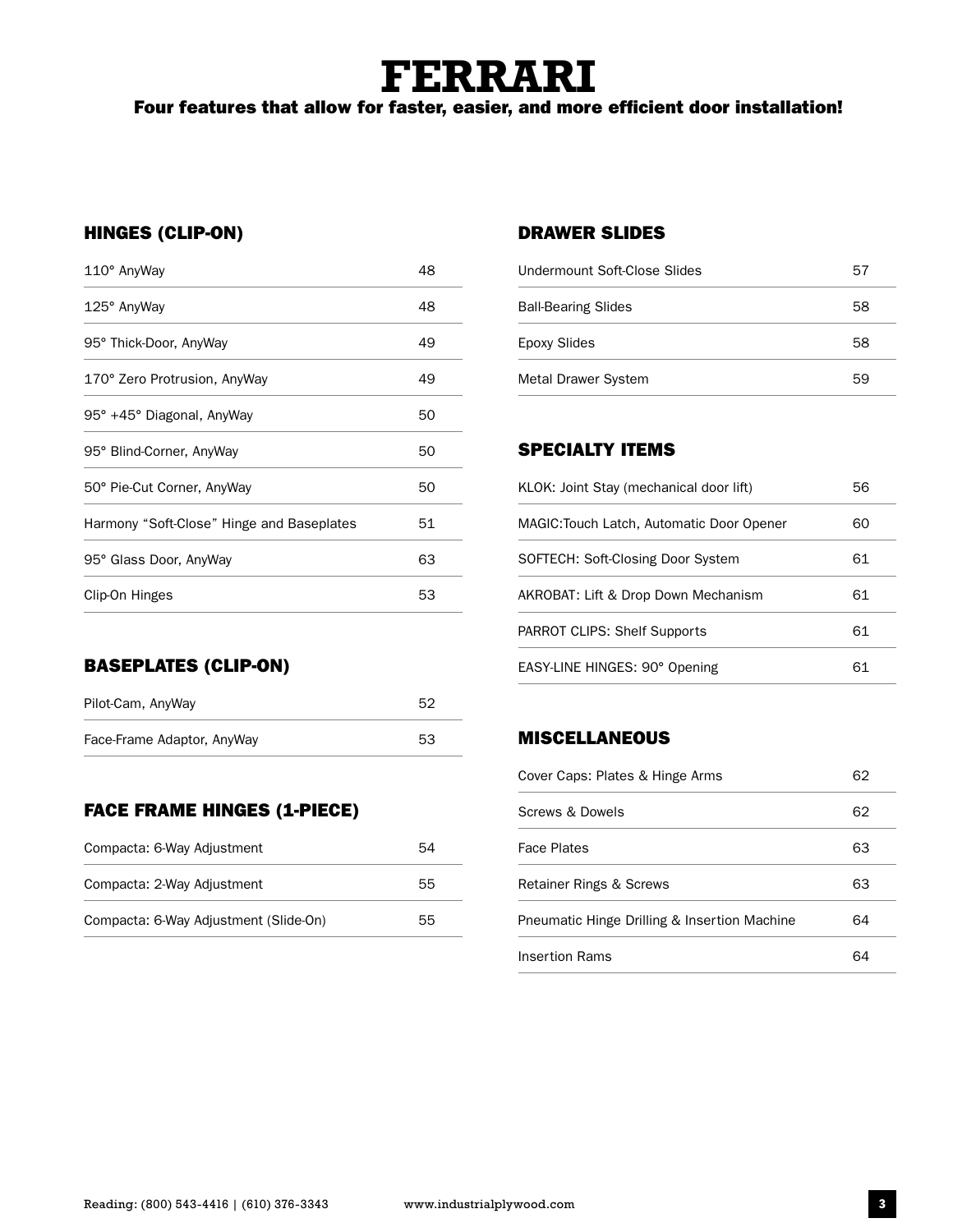# FERRARI

**Four features that allow for faster, easier, and more efficient door installation!**

## HINGES (CLIP-ON)

| | |
|---|---|
| 110° AnyWay | 48 |
| 125° AnyWay | 48 |
| 95° Thick-Door, AnyWay | 49 |
| 170° Zero Protrusion, AnyWay | 49 |
| 95° +45° Diagonal, AnyWay | 50 |
| 95° Blind-Corner, AnyWay | 50 |
| 50° Pie-Cut Corner, AnyWay | 50 |
| Harmony "Soft-Close" Hinge and Baseplates | 51 |
| 95° Glass Door, AnyWay | 63 |
| Clip-On Hinges | 53 |

## BASEPLATES (CLIP-ON)

| | |
|---|---|
| Pilot-Cam, AnyWay | 52 |
| Face-Frame Adaptor, AnyWay | 53 |

## FACE FRAME HINGES (1-PIECE)

| | |
|---|---|
| Compacta: 6-Way Adjustment | 54 |
| Compacta: 2-Way Adjustment | 55 |
| Compacta: 6-Way Adjustment (Slide-On) | 55 |

## DRAWER SLIDES

| | |
|---|---|
| Undermount Soft-Close Slides | 57 |
| Ball-Bearing Slides | 58 |
| Epoxy Slides | 58 |
| Metal Drawer System | 59 |

## SPECIALTY ITEMS

| | |
|---|---|
| KLOK: Joint Stay (mechanical door lift) | 56 |
| MAGIC:Touch Latch, Automatic Door Opener | 60 |
| SOFTECH: Soft-Closing Door System | 61 |
| AKROBAT: Lift & Drop Down Mechanism | 61 |
| PARROT CLIPS: Shelf Supports | 61 |
| EASY-LINE HINGES: 90° Opening | 61 |

## MISCELLANEOUS

| | |
|---|---|
| Cover Caps: Plates & Hinge Arms | 62 |
| Screws & Dowels | 62 |
| Face Plates | 63 |
| Retainer Rings & Screws | 63 |
| Pneumatic Hinge Drilling & Insertion Machine | 64 |
| Insertion Rams | 64 |

Reading: (800) 543-4416 | (610) 376-3343 www.industrialplywood.com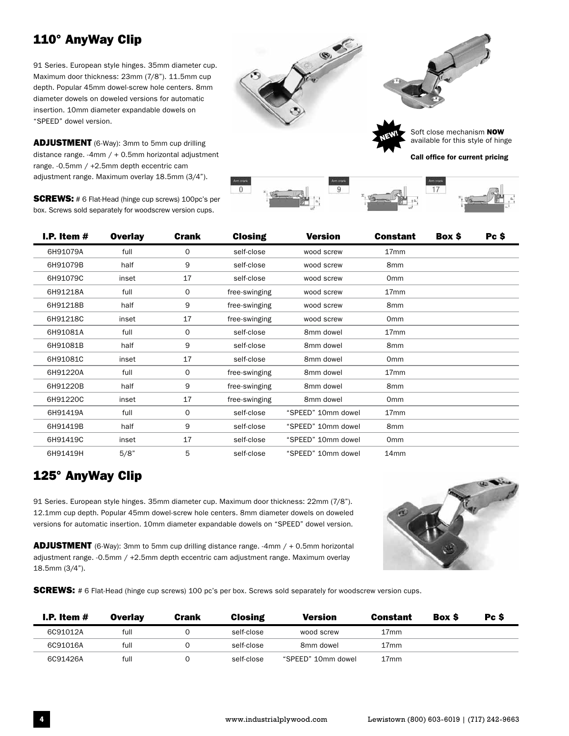## 110° AnyWay Clip

91 Series. European style hinges. 35mm diameter cup. Maximum door thickness: 23mm (7/8"). 11.5mm cup depth. Popular 45mm dowel-screw hole centers. 8mm diameter dowels on doweled versions for automatic insertion. 10mm diameter expandable dowels on "SPEED" dowel version.

**ADJUSTMENT** (6-Way): 3mm to 5mm cup drilling distance range. -4mm / + 0.5mm horizontal adjustment range. -0.5mm / +2.5mm depth eccentric cam adjustment range. Maximum overlay 18.5mm (3/4").

**SCREWS:** # 6 Flat-Head (hinge cup screws) 100pc's per box. Screws sold separately for woodscrew version cups.

NEW! Soft close mechanism **NOW** available for this style of hinge

**Call office for current pricing**

Arm crank 0 | Arm crank 9 | Arm crank 17

| I.P. Item # | Overlay | Crank | Closing | Version | Constant | Box $ | Pc $ |
|---|---|---|---|---|---|---|---|
| 6H91079A | full | 0 | self-close | wood screw | 17mm | | |
| 6H91079B | half | 9 | self-close | wood screw | 8mm | | |
| 6H91079C | inset | 17 | self-close | wood screw | 0mm | | |
| 6H91218A | full | 0 | free-swinging | wood screw | 17mm | | |
| 6H91218B | half | 9 | free-swinging | wood screw | 8mm | | |
| 6H91218C | inset | 17 | free-swinging | wood screw | 0mm | | |
| 6H91081A | full | 0 | self-close | 8mm dowel | 17mm | | |
| 6H91081B | half | 9 | self-close | 8mm dowel | 8mm | | |
| 6H91081C | inset | 17 | self-close | 8mm dowel | 0mm | | |
| 6H91220A | full | 0 | free-swinging | 8mm dowel | 17mm | | |
| 6H91220B | half | 9 | free-swinging | 8mm dowel | 8mm | | |
| 6H91220C | inset | 17 | free-swinging | 8mm dowel | 0mm | | |
| 6H91419A | full | 0 | self-close | "SPEED" 10mm dowel | 17mm | | |
| 6H91419B | half | 9 | self-close | "SPEED" 10mm dowel | 8mm | | |
| 6H91419C | inset | 17 | self-close | "SPEED" 10mm dowel | 0mm | | |
| 6H91419H | 5/8" | 5 | self-close | "SPEED" 10mm dowel | 14mm | | |

## 125° AnyWay Clip

91 Series. European style hinges. 35mm diameter cup. Maximum door thickness: 22mm (7/8"). 12.1mm cup depth. Popular 45mm dowel-screw hole centers. 8mm diameter dowels on doweled versions for automatic insertion. 10mm diameter expandable dowels on "SPEED" dowel version.

**ADJUSTMENT** (6-Way): 3mm to 5mm cup drilling distance range. -4mm / + 0.5mm horizontal adjustment range. -0.5mm / +2.5mm depth eccentric cam adjustment range. Maximum overlay 18.5mm (3/4").

**SCREWS:** # 6 Flat-Head (hinge cup screws) 100 pc's per box. Screws sold separately for woodscrew version cups.

| I.P. Item # | Overlay | Crank | Closing | Version | Constant | Box $ | Pc $ |
|---|---|---|---|---|---|---|---|
| 6C91012A | full | 0 | self-close | wood screw | 17mm | | |
| 6C91016A | full | 0 | self-close | 8mm dowel | 17mm | | |
| 6C91426A | full | 0 | self-close | "SPEED" 10mm dowel | 17mm | | |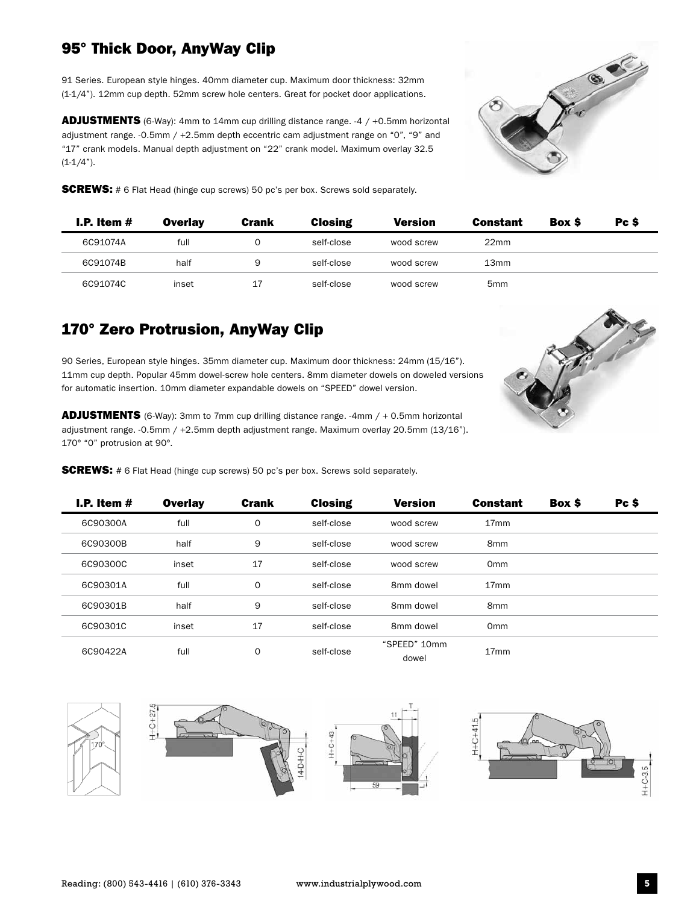## 95° Thick Door, AnyWay Clip

91 Series. European style hinges. 40mm diameter cup. Maximum door thickness: 32mm (1-1/4"). 12mm cup depth. 52mm screw hole centers. Great for pocket door applications.

**ADJUSTMENTS** (6-Way): 4mm to 14mm cup drilling distance range. -4 / +0.5mm horizontal adjustment range. -0.5mm / +2.5mm depth eccentric cam adjustment range on "0", "9" and "17" crank models. Manual depth adjustment on "22" crank model. Maximum overlay 32.5 (1-1/4").

**SCREWS:** # 6 Flat Head (hinge cup screws) 50 pc's per box. Screws sold separately.

| I.P. Item # | Overlay | Crank | Closing | Version | Constant | Box $ | Pc $ |
|---|---|---|---|---|---|---|---|
| 6C91074A | full | 0 | self-close | wood screw | 22mm | | |
| 6C91074B | half | 9 | self-close | wood screw | 13mm | | |
| 6C91074C | inset | 17 | self-close | wood screw | 5mm | | |

## 170° Zero Protrusion, AnyWay Clip

90 Series, European style hinges. 35mm diameter cup. Maximum door thickness: 24mm (15/16"). 11mm cup depth. Popular 45mm dowel-screw hole centers. 8mm diameter dowels on doweled versions for automatic insertion. 10mm diameter expandable dowels on "SPEED" dowel version.

**ADJUSTMENTS** (6-Way): 3mm to 7mm cup drilling distance range. -4mm / + 0.5mm horizontal adjustment range. -0.5mm / +2.5mm depth adjustment range. Maximum overlay 20.5mm (13/16"). 170° "0" protrusion at 90°.

**SCREWS:** # 6 Flat Head (hinge cup screws) 50 pc's per box. Screws sold separately.

| I.P. Item # | Overlay | Crank | Closing | Version | Constant | Box $ | Pc $ |
|---|---|---|---|---|---|---|---|
| 6C90300A | full | 0 | self-close | wood screw | 17mm | | |
| 6C90300B | half | 9 | self-close | wood screw | 8mm | | |
| 6C90300C | inset | 17 | self-close | wood screw | 0mm | | |
| 6C90301A | full | 0 | self-close | 8mm dowel | 17mm | | |
| 6C90301B | half | 9 | self-close | 8mm dowel | 8mm | | |
| 6C90301C | inset | 17 | self-close | 8mm dowel | 0mm | | |
| 6C90422A | full | 0 | self-close | "SPEED" 10mm dowel | 17mm | | |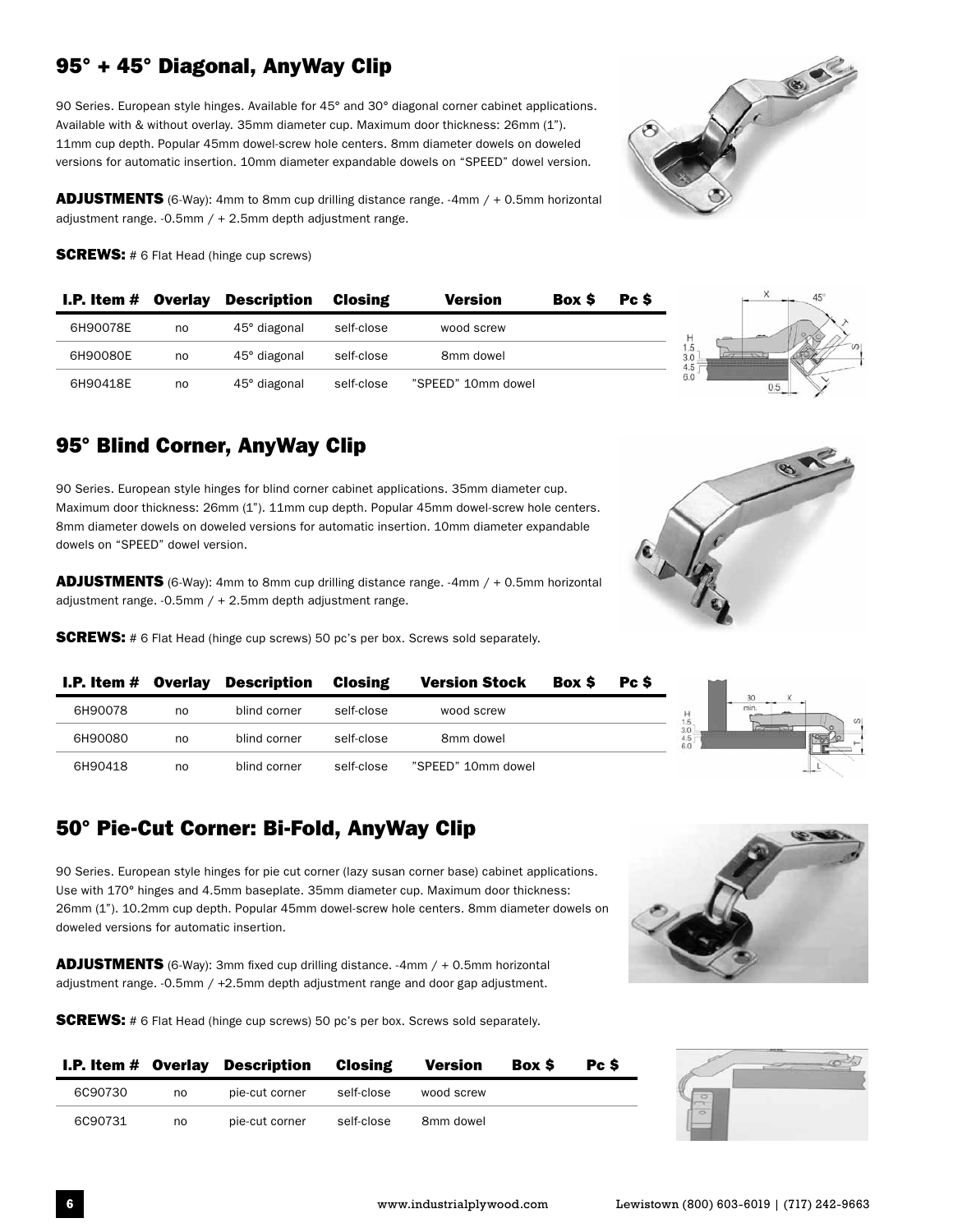## 95° + 45° Diagonal, AnyWay Clip

90 Series. European style hinges. Available for 45° and 30° diagonal corner cabinet applications. Available with & without overlay. 35mm diameter cup. Maximum door thickness: 26mm (1"). 11mm cup depth. Popular 45mm dowel-screw hole centers. 8mm diameter dowels on doweled versions for automatic insertion. 10mm diameter expandable dowels on "SPEED" dowel version.

**ADJUSTMENTS** (6-Way): 4mm to 8mm cup drilling distance range. -4mm / + 0.5mm horizontal adjustment range. -0.5mm / + 2.5mm depth adjustment range.

**SCREWS:** # 6 Flat Head (hinge cup screws)

| I.P. Item # | Overlay | Description | Closing | Version | Box $ | Pc $ |
|---|---|---|---|---|---|---|
| 6H90078E | no | 45° diagonal | self-close | wood screw | | |
| 6H90080E | no | 45° diagonal | self-close | 8mm dowel | | |
| 6H90418E | no | 45° diagonal | self-close | "SPEED" 10mm dowel | | |

## 95° Blind Corner, AnyWay Clip

90 Series. European style hinges for blind corner cabinet applications. 35mm diameter cup. Maximum door thickness: 26mm (1"). 11mm cup depth. Popular 45mm dowel-screw hole centers. 8mm diameter dowels on doweled versions for automatic insertion. 10mm diameter expandable dowels on "SPEED" dowel version.

**ADJUSTMENTS** (6-Way): 4mm to 8mm cup drilling distance range. -4mm / + 0.5mm horizontal adjustment range. -0.5mm / + 2.5mm depth adjustment range.

**SCREWS:** # 6 Flat Head (hinge cup screws) 50 pc's per box. Screws sold separately.

| I.P. Item # | Overlay | Description | Closing | Version Stock | Box $ | Pc $ |
|---|---|---|---|---|---|---|
| 6H90078 | no | blind corner | self-close | wood screw | | |
| 6H90080 | no | blind corner | self-close | 8mm dowel | | |
| 6H90418 | no | blind corner | self-close | "SPEED" 10mm dowel | | |

## 50° Pie-Cut Corner: Bi-Fold, AnyWay Clip

90 Series. European style hinges for pie cut corner (lazy susan corner base) cabinet applications. Use with 170° hinges and 4.5mm baseplate. 35mm diameter cup. Maximum door thickness: 26mm (1"). 10.2mm cup depth. Popular 45mm dowel-screw hole centers. 8mm diameter dowels on doweled versions for automatic insertion.

**ADJUSTMENTS** (6-Way): 3mm fixed cup drilling distance. -4mm / + 0.5mm horizontal adjustment range. -0.5mm / +2.5mm depth adjustment range and door gap adjustment.

**SCREWS:** # 6 Flat Head (hinge cup screws) 50 pc's per box. Screws sold separately.

| I.P. Item # | Overlay | Description | Closing | Version | Box $ | Pc $ |
|---|---|---|---|---|---|---|
| 6C90730 | no | pie-cut corner | self-close | wood screw | | |
| 6C90731 | no | pie-cut corner | self-close | 8mm dowel | | |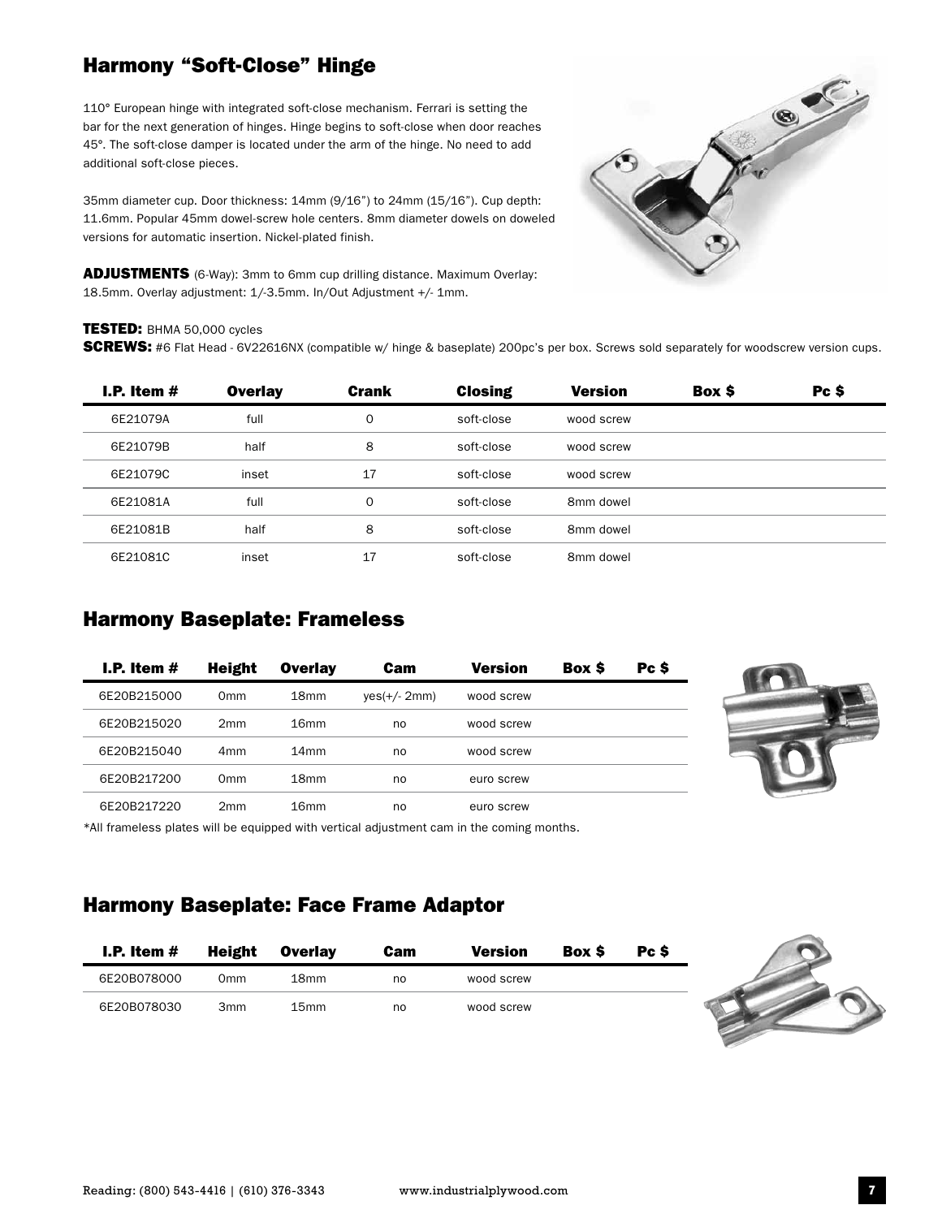## Harmony "Soft-Close" Hinge

110° European hinge with integrated soft-close mechanism. Ferrari is setting the bar for the next generation of hinges. Hinge begins to soft-close when door reaches 45°. The soft-close damper is located under the arm of the hinge. No need to add additional soft-close pieces.

35mm diameter cup. Door thickness: 14mm (9/16") to 24mm (15/16"). Cup depth: 11.6mm. Popular 45mm dowel-screw hole centers. 8mm diameter dowels on doweled versions for automatic insertion. Nickel-plated finish.

**ADJUSTMENTS** (6-Way): 3mm to 6mm cup drilling distance. Maximum Overlay: 18.5mm. Overlay adjustment: 1/-3.5mm. In/Out Adjustment +/- 1mm.

**TESTED:** BHMA 50,000 cycles

**SCREWS:** #6 Flat Head - 6V22616NX (compatible w/ hinge & baseplate) 200pc's per box. Screws sold separately for woodscrew version cups.

| I.P. Item # | Overlay | Crank | Closing | Version | Box $ | Pc $ |
|---|---|---|---|---|---|---|
| 6E21079A | full | 0 | soft-close | wood screw | | |
| 6E21079B | half | 8 | soft-close | wood screw | | |
| 6E21079C | inset | 17 | soft-close | wood screw | | |
| 6E21081A | full | 0 | soft-close | 8mm dowel | | |
| 6E21081B | half | 8 | soft-close | 8mm dowel | | |
| 6E21081C | inset | 17 | soft-close | 8mm dowel | | |

## Harmony Baseplate: Frameless

| I.P. Item # | Height | Overlay | Cam | Version | Box $ | Pc $ |
|---|---|---|---|---|---|---|
| 6E20B215000 | 0mm | 18mm | yes(+/- 2mm) | wood screw | | |
| 6E20B215020 | 2mm | 16mm | no | wood screw | | |
| 6E20B215040 | 4mm | 14mm | no | wood screw | | |
| 6E20B217200 | 0mm | 18mm | no | euro screw | | |
| 6E20B217220 | 2mm | 16mm | no | euro screw | | |

*All frameless plates will be equipped with vertical adjustment cam in the coming months.

## Harmony Baseplate: Face Frame Adaptor

| I.P. Item # | Height | Overlay | Cam | Version | Box $ | Pc $ |
|---|---|---|---|---|---|---|
| 6E20B078000 | 0mm | 18mm | no | wood screw | | |
| 6E20B078030 | 3mm | 15mm | no | wood screw | | |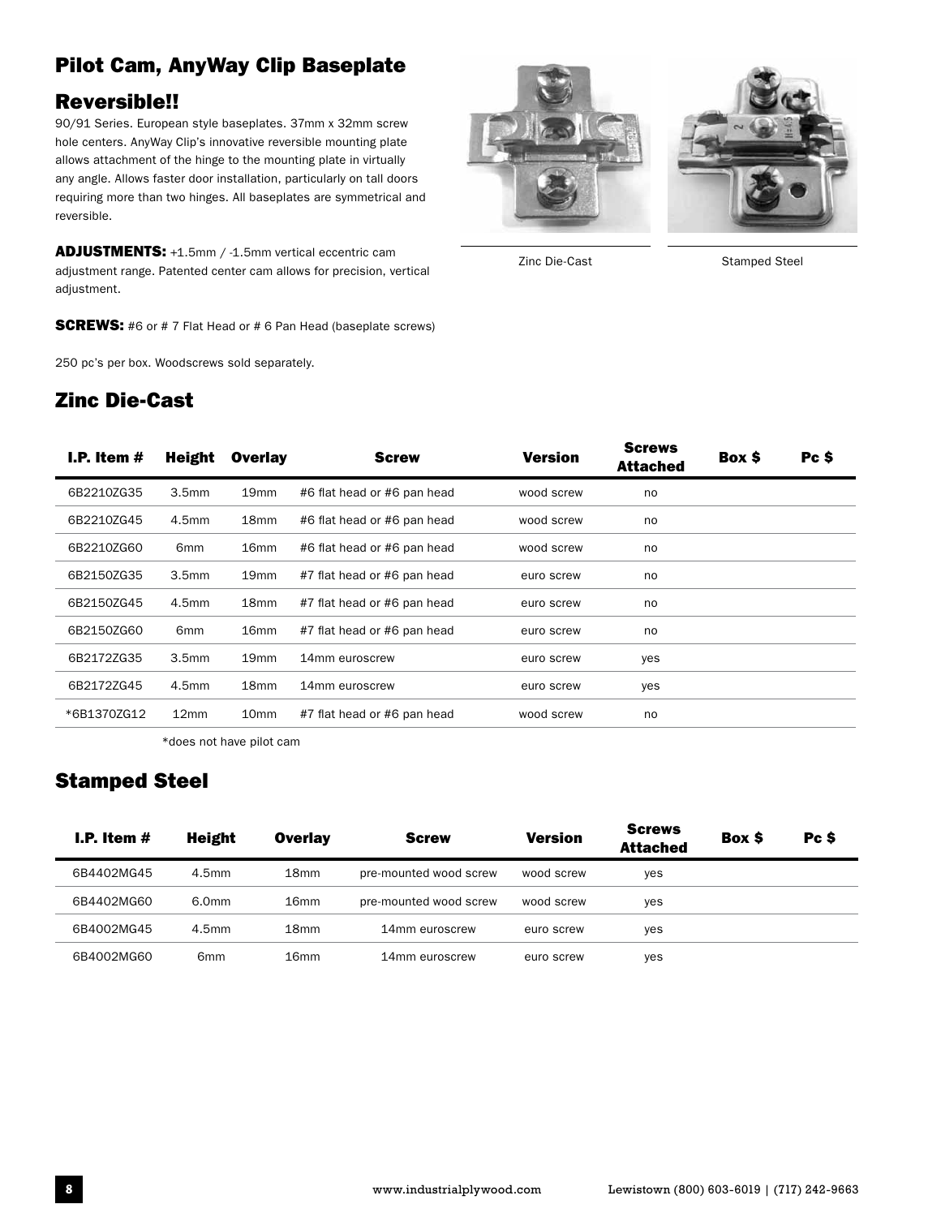# Pilot Cam, AnyWay Clip Baseplate

## Reversible!!

90/91 Series. European style baseplates. 37mm x 32mm screw hole centers. AnyWay Clip's innovative reversible mounting plate allows attachment of the hinge to the mounting plate in virtually any angle. Allows faster door installation, particularly on tall doors requiring more than two hinges. All baseplates are symmetrical and reversible.

**ADJUSTMENTS:** +1.5mm / -1.5mm vertical eccentric cam adjustment range. Patented center cam allows for precision, vertical adjustment.

**SCREWS:** #6 or # 7 Flat Head or # 6 Pan Head (baseplate screws)

250 pc's per box. Woodscrews sold separately.

Zinc Die-Cast

Stamped Steel

## Zinc Die-Cast

| I.P. Item # | Height | Overlay | Screw | Version | Screws Attached | Box $ | Pc $ |
|---|---|---|---|---|---|---|---|
| 6B2210ZG35 | 3.5mm | 19mm | #6 flat head or #6 pan head | wood screw | no | | |
| 6B2210ZG45 | 4.5mm | 18mm | #6 flat head or #6 pan head | wood screw | no | | |
| 6B2210ZG60 | 6mm | 16mm | #6 flat head or #6 pan head | wood screw | no | | |
| 6B2150ZG35 | 3.5mm | 19mm | #7 flat head or #6 pan head | euro screw | no | | |
| 6B2150ZG45 | 4.5mm | 18mm | #7 flat head or #6 pan head | euro screw | no | | |
| 6B2150ZG60 | 6mm | 16mm | #7 flat head or #6 pan head | euro screw | no | | |
| 6B2172ZG35 | 3.5mm | 19mm | 14mm euroscrew | euro screw | yes | | |
| 6B2172ZG45 | 4.5mm | 18mm | 14mm euroscrew | euro screw | yes | | |
| *6B1370ZG12 | 12mm | 10mm | #7 flat head or #6 pan head | wood screw | no | | |

*does not have pilot cam

## Stamped Steel

| I.P. Item # | Height | Overlay | Screw | Version | Screws Attached | Box $ | Pc $ |
|---|---|---|---|---|---|---|---|
| 6B4402MG45 | 4.5mm | 18mm | pre-mounted wood screw | wood screw | yes | | |
| 6B4402MG60 | 6.0mm | 16mm | pre-mounted wood screw | wood screw | yes | | |
| 6B4002MG45 | 4.5mm | 18mm | 14mm euroscrew | euro screw | yes | | |
| 6B4002MG60 | 6mm | 16mm | 14mm euroscrew | euro screw | yes | | |

www.industrialplywood.com Lewistown (800) 603-6019 | (717) 242-9663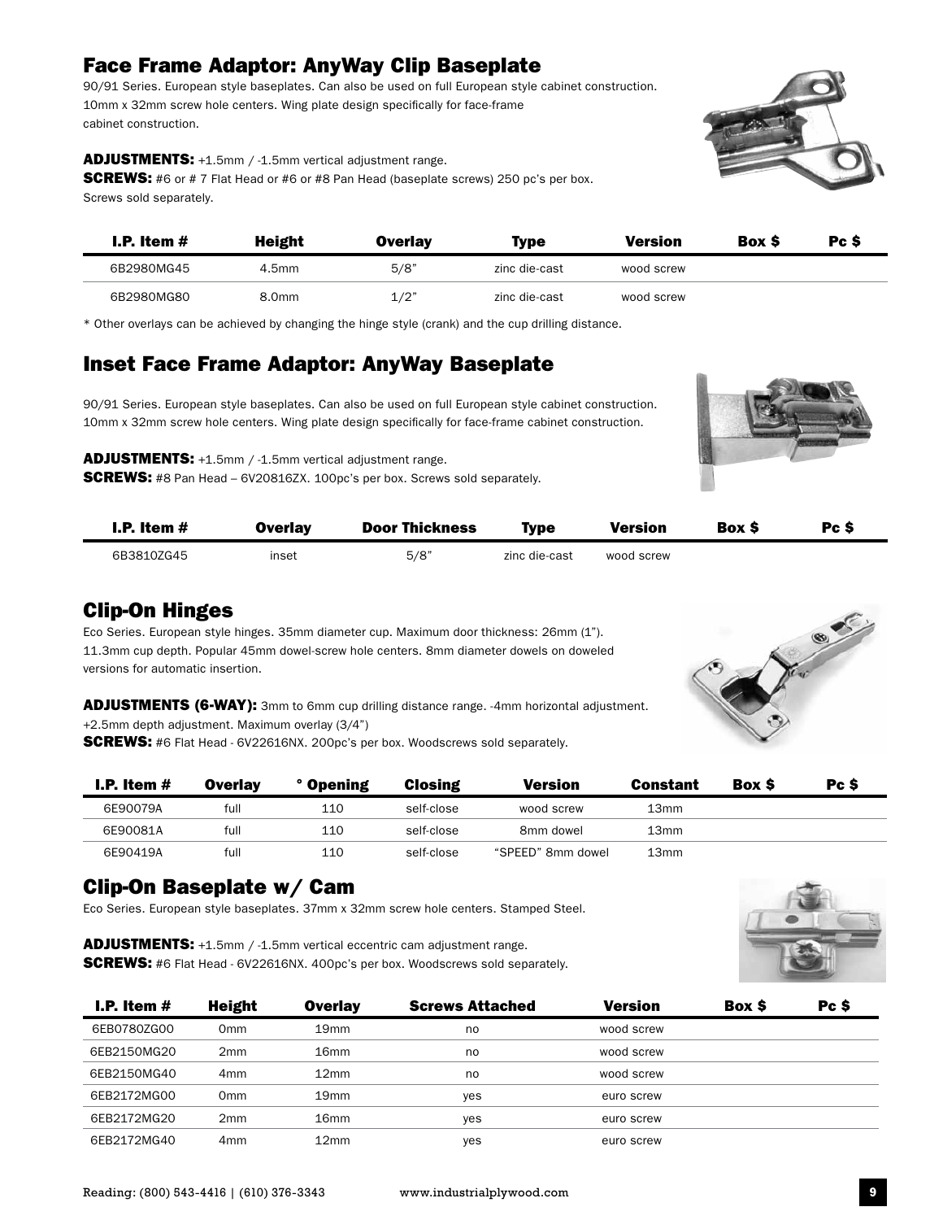## Face Frame Adaptor: AnyWay Clip Baseplate

90/91 Series. European style baseplates. Can also be used on full European style cabinet construction. 10mm x 32mm screw hole centers. Wing plate design specifically for face-frame cabinet construction.

**ADJUSTMENTS:** +1.5mm / -1.5mm vertical adjustment range.
**SCREWS:** #6 or # 7 Flat Head or #6 or #8 Pan Head (baseplate screws) 250 pc's per box. Screws sold separately.

| I.P. Item # | Height | Overlay | Type | Version | Box $ | Pc $ |
|---|---|---|---|---|---|---|
| 6B2980MG45 | 4.5mm | 5/8" | zinc die-cast | wood screw | | |
| 6B2980MG80 | 8.0mm | 1/2" | zinc die-cast | wood screw | | |

* Other overlays can be achieved by changing the hinge style (crank) and the cup drilling distance.

## Inset Face Frame Adaptor: AnyWay Baseplate

90/91 Series. European style baseplates. Can also be used on full European style cabinet construction. 10mm x 32mm screw hole centers. Wing plate design specifically for face-frame cabinet construction.

**ADJUSTMENTS:** +1.5mm / -1.5mm vertical adjustment range.
**SCREWS:** #8 Pan Head – 6V20816ZX. 100pc's per box. Screws sold separately.

| I.P. Item # | Overlay | Door Thickness | Type | Version | Box $ | Pc $ |
|---|---|---|---|---|---|---|
| 6B3810ZG45 | inset | 5/8" | zinc die-cast | wood screw | | |

## Clip-On Hinges

Eco Series. European style hinges. 35mm diameter cup. Maximum door thickness: 26mm (1"). 11.3mm cup depth. Popular 45mm dowel-screw hole centers. 8mm diameter dowels on doweled versions for automatic insertion.

**ADJUSTMENTS (6-WAY):** 3mm to 6mm cup drilling distance range. -4mm horizontal adjustment. +2.5mm depth adjustment. Maximum overlay (3/4")
**SCREWS:** #6 Flat Head - 6V22616NX. 200pc's per box. Woodscrews sold separately.

| I.P. Item # | Overlay | ° Opening | Closing | Version | Constant | Box $ | Pc $ |
|---|---|---|---|---|---|---|---|
| 6E90079A | full | 110 | self-close | wood screw | 13mm | | |
| 6E90081A | full | 110 | self-close | 8mm dowel | 13mm | | |
| 6E90419A | full | 110 | self-close | "SPEED" 8mm dowel | 13mm | | |

## Clip-On Baseplate w/ Cam

Eco Series. European style baseplates. 37mm x 32mm screw hole centers. Stamped Steel.

**ADJUSTMENTS:** +1.5mm / -1.5mm vertical eccentric cam adjustment range.
**SCREWS:** #6 Flat Head - 6V22616NX. 400pc's per box. Woodscrews sold separately.

| I.P. Item # | Height | Overlay | Screws Attached | Version | Box $ | Pc $ |
|---|---|---|---|---|---|---|
| 6EB0780ZG00 | 0mm | 19mm | no | wood screw | | |
| 6EB2150MG20 | 2mm | 16mm | no | wood screw | | |
| 6EB2150MG40 | 4mm | 12mm | no | wood screw | | |
| 6EB2172MG00 | 0mm | 19mm | yes | euro screw | | |
| 6EB2172MG20 | 2mm | 16mm | yes | euro screw | | |
| 6EB2172MG40 | 4mm | 12mm | yes | euro screw | | |

Reading: (800) 543-4416 | (610) 376-3343 www.industrialplywood.com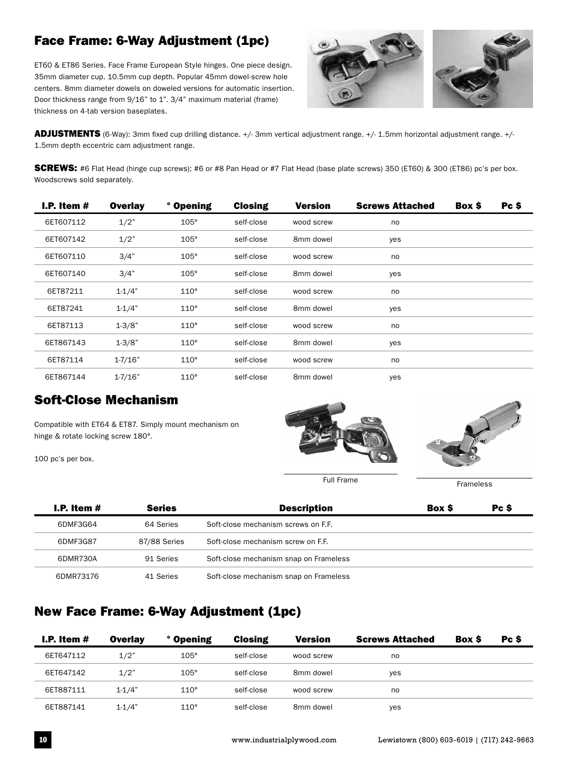## Face Frame: 6-Way Adjustment (1pc)

ET60 & ET86 Series. Face Frame European Style hinges. One piece design. 35mm diameter cup. 10.5mm cup depth. Popular 45mm dowel-screw hole centers. 8mm diameter dowels on doweled versions for automatic insertion. Door thickness range from 9/16" to 1". 3/4" maximum material (frame) thickness on 4-tab version baseplates.

**ADJUSTMENTS** (6-Way): 3mm fixed cup drilling distance. +/- 3mm vertical adjustment range. +/- 1.5mm horizontal adjustment range. +/- 1.5mm depth eccentric cam adjustment range.

**SCREWS:** #6 Flat Head (hinge cup screws); #6 or #8 Pan Head or #7 Flat Head (base plate screws) 350 (ET60) & 300 (ET86) pc's per box. Woodscrews sold separately.

| I.P. Item # | Overlay | ° Opening | Closing | Version | Screws Attached | Box $ | Pc $ |
|---|---|---|---|---|---|---|---|
| 6ET607112 | 1/2" | 105° | self-close | wood screw | no | | |
| 6ET607142 | 1/2" | 105° | self-close | 8mm dowel | yes | | |
| 6ET607110 | 3/4" | 105° | self-close | wood screw | no | | |
| 6ET607140 | 3/4" | 105° | self-close | 8mm dowel | yes | | |
| 6ET87211 | 1-1/4" | 110° | self-close | wood screw | no | | |
| 6ET87241 | 1-1/4" | 110° | self-close | 8mm dowel | yes | | |
| 6ET87113 | 1-3/8" | 110° | self-close | wood screw | no | | |
| 6ET867143 | 1-3/8" | 110° | self-close | 8mm dowel | yes | | |
| 6ET87114 | 1-7/16" | 110° | self-close | wood screw | no | | |
| 6ET867144 | 1-7/16" | 110° | self-close | 8mm dowel | yes | | |

## Soft-Close Mechanism

Compatible with ET64 & ET87. Simply mount mechanism on hinge & rotate locking screw 180°.

100 pc's per box.

Full Frame

Frameless

| I.P. Item # | Series | Description | Box $ | Pc $ |
|---|---|---|---|---|
| 6DMF3G64 | 64 Series | Soft-close mechanism screws on F.F. | | |
| 6DMF3G87 | 87/88 Series | Soft-close mechanism screw on F.F. | | |
| 6DMR730A | 91 Series | Soft-close mechanism snap on Frameless | | |
| 6DMR73176 | 41 Series | Soft-close mechanism snap on Frameless | | |

## New Face Frame: 6-Way Adjustment (1pc)

| I.P. Item # | Overlay | ° Opening | Closing | Version | Screws Attached | Box $ | Pc $ |
|---|---|---|---|---|---|---|---|
| 6ET647112 | 1/2" | 105° | self-close | wood screw | no | | |
| 6ET647142 | 1/2" | 105° | self-close | 8mm dowel | yes | | |
| 6ET887111 | 1-1/4" | 110° | self-close | wood screw | no | | |
| 6ET887141 | 1-1/4" | 110° | self-close | 8mm dowel | yes | | |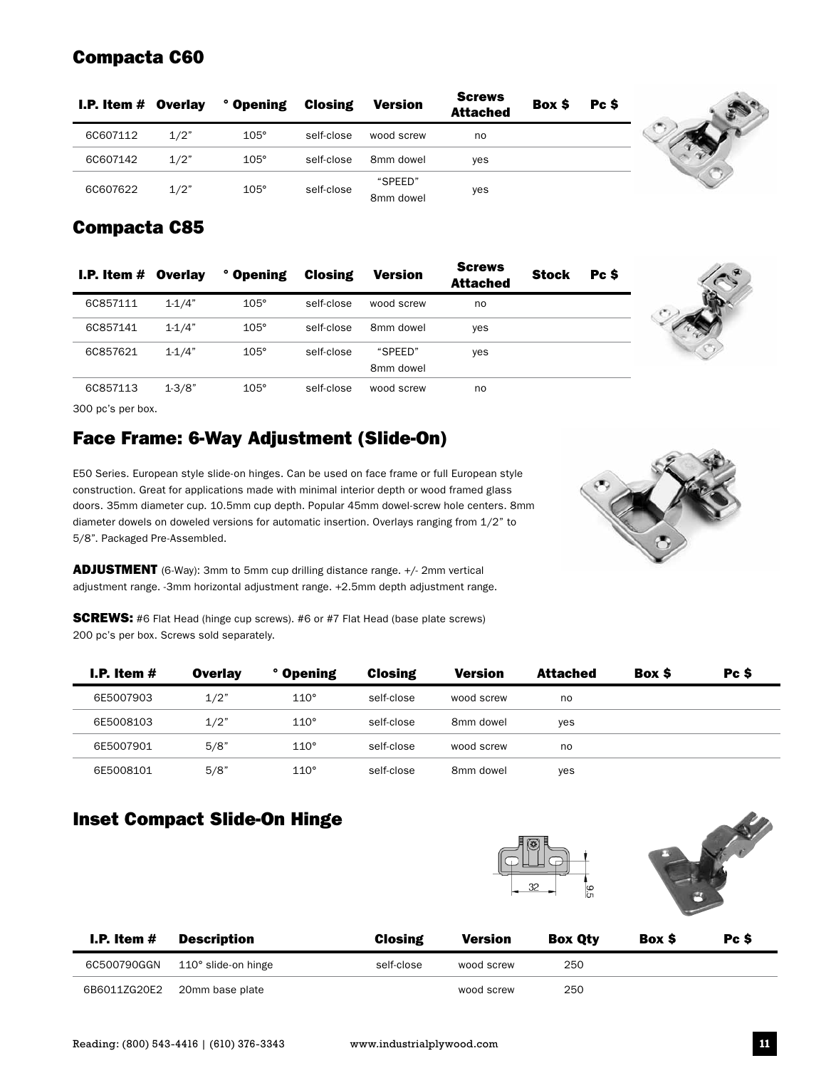## Compacta C60

| I.P. Item # | Overlay | ° Opening | Closing | Version | Screws Attached | Box $ | Pc $ |
|---|---|---|---|---|---|---|---|
| 6C607112 | 1/2" | 105° | self-close | wood screw | no | | |
| 6C607142 | 1/2" | 105° | self-close | 8mm dowel | yes | | |
| 6C607622 | 1/2" | 105° | self-close | "SPEED" 8mm dowel | yes | | |

## Compacta C85

| I.P. Item # | Overlay | ° Opening | Closing | Version | Screws Attached | Stock | Pc $ |
|---|---|---|---|---|---|---|---|
| 6C857111 | 1-1/4" | 105° | self-close | wood screw | no | | |
| 6C857141 | 1-1/4" | 105° | self-close | 8mm dowel | yes | | |
| 6C857621 | 1-1/4" | 105° | self-close | "SPEED" 8mm dowel | yes | | |
| 6C857113 | 1-3/8" | 105° | self-close | wood screw | no | | |

300 pc's per box.

## Face Frame: 6-Way Adjustment (Slide-On)

E50 Series. European style slide-on hinges. Can be used on face frame or full European style construction. Great for applications made with minimal interior depth or wood framed glass doors. 35mm diameter cup. 10.5mm cup depth. Popular 45mm dowel-screw hole centers. 8mm diameter dowels on doweled versions for automatic insertion. Overlays ranging from 1/2" to 5/8". Packaged Pre-Assembled.

**ADJUSTMENT** (6-Way): 3mm to 5mm cup drilling distance range. +/- 2mm vertical adjustment range. -3mm horizontal adjustment range. +2.5mm depth adjustment range.

**SCREWS:** #6 Flat Head (hinge cup screws). #6 or #7 Flat Head (base plate screws) 200 pc's per box. Screws sold separately.

| I.P. Item # | Overlay | ° Opening | Closing | Version | Attached | Box $ | Pc $ |
|---|---|---|---|---|---|---|---|
| 6E5007903 | 1/2" | 110° | self-close | wood screw | no | | |
| 6E5008103 | 1/2" | 110° | self-close | 8mm dowel | yes | | |
| 6E5007901 | 5/8" | 110° | self-close | wood screw | no | | |
| 6E5008101 | 5/8" | 110° | self-close | 8mm dowel | yes | | |

## Inset Compact Slide-On Hinge

32

9.5

| I.P. Item # | Description | Closing | Version | Box Qty | Box $ | Pc $ |
|---|---|---|---|---|---|---|
| 6C500790GGN | 110° slide-on hinge | self-close | wood screw | 250 | | |
| 6B6011ZG20E2 | 20mm base plate | | wood screw | 250 | | |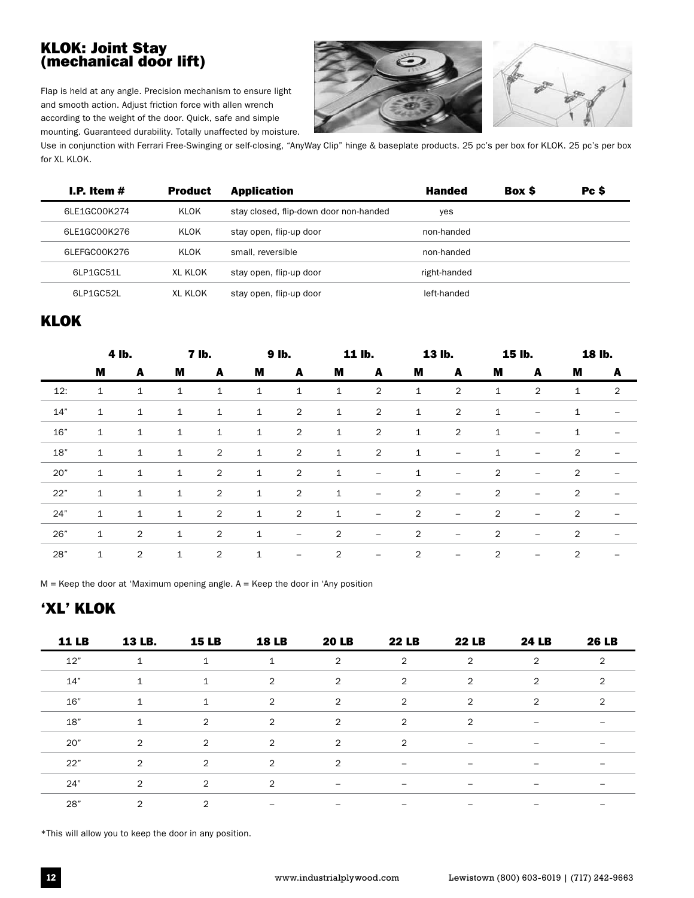## KLOK: Joint Stay (mechanical door lift)

Flap is held at any angle. Precision mechanism to ensure light and smooth action. Adjust friction force with allen wrench according to the weight of the door. Quick, safe and simple mounting. Guaranteed durability. Totally unaffected by moisture. Use in conjunction with Ferrari Free-Swinging or self-closing, "AnyWay Clip" hinge & baseplate products. 25 pc's per box for KLOK. 25 pc's per box for XL KLOK.

| I.P. Item # | Product | Application | Handed | Box $ | Pc $ |
|---|---|---|---|---|---|
| 6LE1GC00K274 | KLOK | stay closed, flip-down door non-handed | yes | | |
| 6LE1GC00K276 | KLOK | stay open, flip-up door | non-handed | | |
| 6LEFGC00K276 | KLOK | small, reversible | non-handed | | |
| 6LP1GC51L | XL KLOK | stay open, flip-up door | right-handed | | |
| 6LP1GC52L | XL KLOK | stay open, flip-up door | left-handed | | |

## KLOK

| | 4 lb. | | 7 lb. | | 9 lb. | | 11 lb. | | 13 lb. | | 15 lb. | | 18 lb. | |
|---|---|---|---|---|---|---|---|---|---|---|---|---|---|---|
| | M | A | M | A | M | A | M | A | M | A | M | A | M | A |
| 12: | 1 | 1 | 1 | 1 | 1 | 1 | 1 | 2 | 1 | 2 | 1 | 2 | 1 | 2 |
| 14" | 1 | 1 | 1 | 1 | 1 | 2 | 1 | 2 | 1 | 2 | 1 | – | 1 | – |
| 16" | 1 | 1 | 1 | 1 | 1 | 2 | 1 | 2 | 1 | 2 | 1 | – | 1 | – |
| 18" | 1 | 1 | 1 | 2 | 1 | 2 | 1 | 2 | 1 | – | 1 | – | 2 | – |
| 20" | 1 | 1 | 1 | 2 | 1 | 2 | 1 | – | 1 | – | 2 | – | 2 | – |
| 22" | 1 | 1 | 1 | 2 | 1 | 2 | 1 | – | 2 | – | 2 | – | 2 | – |
| 24" | 1 | 1 | 1 | 2 | 1 | 2 | 1 | – | 2 | – | 2 | – | 2 | – |
| 26" | 1 | 2 | 1 | 2 | 1 | – | 2 | – | 2 | – | 2 | – | 2 | – |
| 28" | 1 | 2 | 1 | 2 | 1 | – | 2 | – | 2 | – | 2 | – | 2 | – |

M = Keep the door at 'Maximum opening angle. A = Keep the door in 'Any position

## 'XL' KLOK

| 11 LB | 13 LB. | 15 LB | 18 LB | 20 LB | 22 LB | 22 LB | 24 LB | 26 LB |
|---|---|---|---|---|---|---|---|---|
| 12" | 1 | 1 | 1 | 2 | 2 | 2 | 2 | 2 |
| 14" | 1 | 1 | 2 | 2 | 2 | 2 | 2 | 2 |
| 16" | 1 | 1 | 2 | 2 | 2 | 2 | 2 | 2 |
| 18" | 1 | 2 | 2 | 2 | 2 | 2 | – | – |
| 20" | 2 | 2 | 2 | 2 | 2 | – | – | – |
| 22" | 2 | 2 | 2 | 2 | – | – | – | – |
| 24" | 2 | 2 | 2 | – | – | – | – | – |
| 28" | 2 | 2 | – | – | – | – | – | – |

*This will allow you to keep the door in any position.

www.industrialplywood.com Lewistown (800) 603-6019 | (717) 242-9663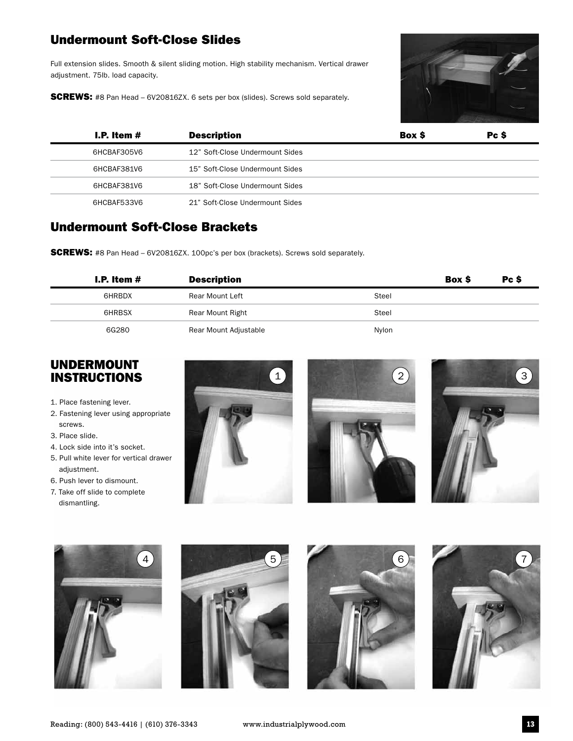## Undermount Soft-Close Slides

Full extension slides. Smooth & silent sliding motion. High stability mechanism. Vertical drawer adjustment. 75lb. load capacity.

**SCREWS:** #8 Pan Head – 6V20816ZX. 6 sets per box (slides). Screws sold separately.

| I.P. Item # | Description | Box $ | Pc $ |
|---|---|---|---|
| 6HCBAF305V6 | 12" Soft-Close Undermount Sides | | |
| 6HCBAF381V6 | 15" Soft-Close Undermount Sides | | |
| 6HCBAF381V6 | 18" Soft-Close Undermount Sides | | |
| 6HCBAF533V6 | 21" Soft-Close Undermount Sides | | |

## Undermount Soft-Close Brackets

**SCREWS:** #8 Pan Head – 6V20816ZX. 100pc's per box (brackets). Screws sold separately.

| I.P. Item # | Description | | Box $ | Pc $ |
|---|---|---|---|---|
| 6HRBDX | Rear Mount Left | Steel | | |
| 6HRBSX | Rear Mount Right | Steel | | |
| 6G280 | Rear Mount Adjustable | Nylon | | |

## UNDERMOUNT INSTRUCTIONS

1. Place fastening lever.
2. Fastening lever using appropriate screws.
3. Place slide.
4. Lock side into it's socket.
5. Pull white lever for vertical drawer adjustment.
6. Push lever to dismount.
7. Take off slide to complete dismantling.

Reading: (800) 543-4416 | (610) 376-3343 www.industrialplywood.com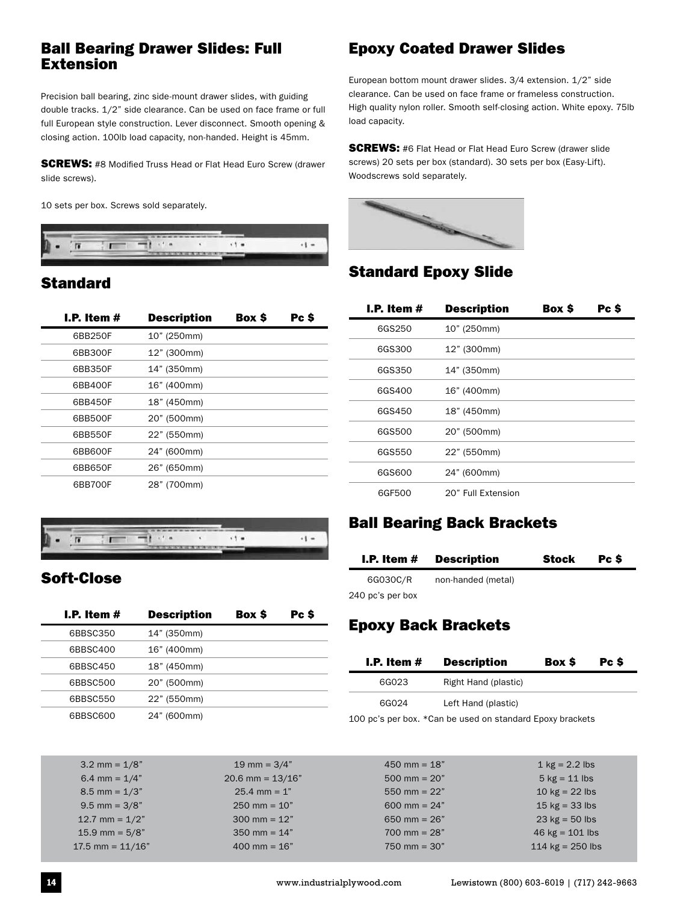## Ball Bearing Drawer Slides: Full Extension

Precision ball bearing, zinc side-mount drawer slides, with guiding double tracks. 1/2" side clearance. Can be used on face frame or full full European style construction. Lever disconnect. Smooth opening & closing action. 100lb load capacity, non-handed. Height is 45mm.

**SCREWS:** #8 Modified Truss Head or Flat Head Euro Screw (drawer slide screws).

10 sets per box. Screws sold separately.

### Standard

| I.P. Item # | Description | Box $ | Pc $ |
|---|---|---|---|
| 6BB250F | 10" (250mm) | | |
| 6BB300F | 12" (300mm) | | |
| 6BB350F | 14" (350mm) | | |
| 6BB400F | 16" (400mm) | | |
| 6BB450F | 18" (450mm) | | |
| 6BB500F | 20" (500mm) | | |
| 6BB550F | 22" (550mm) | | |
| 6BB600F | 24" (600mm) | | |
| 6BB650F | 26" (650mm) | | |
| 6BB700F | 28" (700mm) | | |

### Soft-Close

| I.P. Item # | Description | Box $ | Pc $ |
|---|---|---|---|
| 6BBSC350 | 14" (350mm) | | |
| 6BBSC400 | 16" (400mm) | | |
| 6BBSC450 | 18" (450mm) | | |
| 6BBSC500 | 20" (500mm) | | |
| 6BBSC550 | 22" (550mm) | | |
| 6BBSC600 | 24" (600mm) | | |

## Epoxy Coated Drawer Slides

European bottom mount drawer slides. 3/4 extension. 1/2" side clearance. Can be used on face frame or frameless construction. High quality nylon roller. Smooth self-closing action. White epoxy. 75lb load capacity.

**SCREWS:** #6 Flat Head or Flat Head Euro Screw (drawer slide screws) 20 sets per box (standard). 30 sets per box (Easy-Lift). Woodscrews sold separately.

### Standard Epoxy Slide

| I.P. Item # | Description | Box $ | Pc $ |
|---|---|---|---|
| 6GS250 | 10" (250mm) | | |
| 6GS300 | 12" (300mm) | | |
| 6GS350 | 14" (350mm) | | |
| 6GS400 | 16" (400mm) | | |
| 6GS450 | 18" (450mm) | | |
| 6GS500 | 20" (500mm) | | |
| 6GS550 | 22" (550mm) | | |
| 6GS600 | 24" (600mm) | | |
| 6GF500 | 20" Full Extension | | |

### Ball Bearing Back Brackets

| I.P. Item # | Description | Stock | Pc $ |
|---|---|---|---|
| 6G030C/R | non-handed (metal) | | |

240 pc's per box

### Epoxy Back Brackets

| I.P. Item # | Description | Box $ | Pc $ |
|---|---|---|---|
| 6G023 | Right Hand (plastic) | | |
| 6G024 | Left Hand (plastic) | | |

100 pc's per box. *Can be used on standard Epoxy brackets

| | | | |
|---|---|---|---|
| 3.2 mm = 1/8" | 19 mm = 3/4" | 450 mm = 18" | 1 kg = 2.2 lbs |
| 6.4 mm = 1/4" | 20.6 mm = 13/16" | 500 mm = 20" | 5 kg = 11 lbs |
| 8.5 mm = 1/3" | 25.4 mm = 1" | 550 mm = 22" | 10 kg = 22 lbs |
| 9.5 mm = 3/8" | 250 mm = 10" | 600 mm = 24" | 15 kg = 33 lbs |
| 12.7 mm = 1/2" | 300 mm = 12" | 650 mm = 26" | 23 kg = 50 lbs |
| 15.9 mm = 5/8" | 350 mm = 14" | 700 mm = 28" | 46 kg = 101 lbs |
| 17.5 mm = 11/16" | 400 mm = 16" | 750 mm = 30" | 114 kg = 250 lbs |

www.industrialplywood.com Lewistown (800) 603-6019 | (717) 242-9663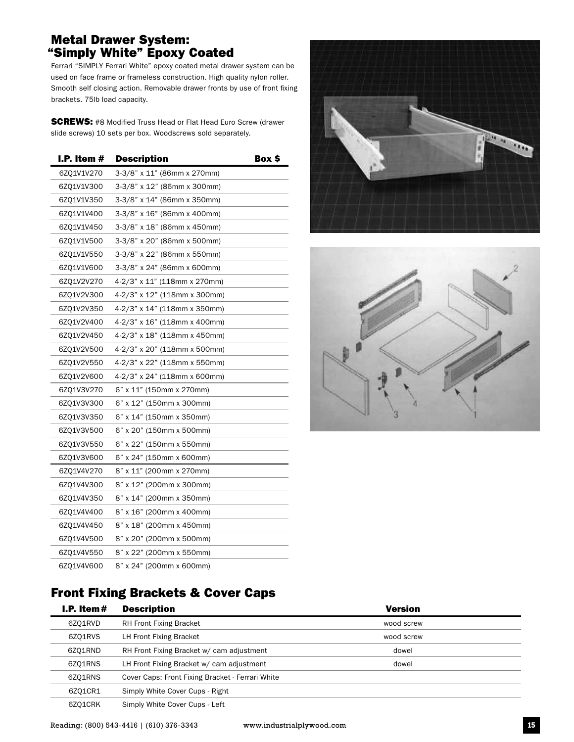## Metal Drawer System: "Simply White" Epoxy Coated

Ferrari "SIMPLY Ferrari White" epoxy coated metal drawer system can be used on face frame or frameless construction. High quality nylon roller. Smooth self closing action. Removable drawer fronts by use of front fixing brackets. 75lb load capacity.

**SCREWS:** #8 Modified Truss Head or Flat Head Euro Screw (drawer slide screws) 10 sets per box. Woodscrews sold separately.

| I.P. Item # | Description | Box $ |
|---|---|---|
| 6ZQ1V1V270 | 3-3/8" x 11" (86mm x 270mm) | |
| 6ZQ1V1V300 | 3-3/8" x 12" (86mm x 300mm) | |
| 6ZQ1V1V350 | 3-3/8" x 14" (86mm x 350mm) | |
| 6ZQ1V1V400 | 3-3/8" x 16" (86mm x 400mm) | |
| 6ZQ1V1V450 | 3-3/8" x 18" (86mm x 450mm) | |
| 6ZQ1V1V500 | 3-3/8" x 20" (86mm x 500mm) | |
| 6ZQ1V1V550 | 3-3/8" x 22" (86mm x 550mm) | |
| 6ZQ1V1V600 | 3-3/8" x 24" (86mm x 600mm) | |
| 6ZQ1V2V270 | 4-2/3" x 11" (118mm x 270mm) | |
| 6ZQ1V2V300 | 4-2/3" x 12" (118mm x 300mm) | |
| 6ZQ1V2V350 | 4-2/3" x 14" (118mm x 350mm) | |
| 6ZQ1V2V400 | 4-2/3" x 16" (118mm x 400mm) | |
| 6ZQ1V2V450 | 4-2/3" x 18" (118mm x 450mm) | |
| 6ZQ1V2V500 | 4-2/3" x 20" (118mm x 500mm) | |
| 6ZQ1V2V550 | 4-2/3" x 22" (118mm x 550mm) | |
| 6ZQ1V2V600 | 4-2/3" x 24" (118mm x 600mm) | |
| 6ZQ1V3V270 | 6" x 11" (150mm x 270mm) | |
| 6ZQ1V3V300 | 6" x 12" (150mm x 300mm) | |
| 6ZQ1V3V350 | 6" x 14" (150mm x 350mm) | |
| 6ZQ1V3V500 | 6" x 20" (150mm x 500mm) | |
| 6ZQ1V3V550 | 6" x 22" (150mm x 550mm) | |
| 6ZQ1V3V600 | 6" x 24" (150mm x 600mm) | |
| 6ZQ1V4V270 | 8" x 11" (200mm x 270mm) | |
| 6ZQ1V4V300 | 8" x 12" (200mm x 300mm) | |
| 6ZQ1V4V350 | 8" x 14" (200mm x 350mm) | |
| 6ZQ1V4V400 | 8" x 16" (200mm x 400mm) | |
| 6ZQ1V4V450 | 8" x 18" (200mm x 450mm) | |
| 6ZQ1V4V500 | 8" x 20" (200mm x 500mm) | |
| 6ZQ1V4V550 | 8" x 22" (200mm x 550mm) | |
| 6ZQ1V4V600 | 8" x 24" (200mm x 600mm) | |

## Front Fixing Brackets & Cover Caps

| I.P. Item# | Description | Version |
|---|---|---|
| 6ZQ1RVD | RH Front Fixing Bracket | wood screw |
| 6ZQ1RVS | LH Front Fixing Bracket | wood screw |
| 6ZQ1RND | RH Front Fixing Bracket w/ cam adjustment | dowel |
| 6ZQ1RNS | LH Front Fixing Bracket w/ cam adjustment | dowel |
| 6ZQ1RNS | Cover Caps: Front Fixing Bracket - Ferrari White | |
| 6ZQ1CR1 | Simply White Cover Cups - Right | |
| 6ZQ1CRK | Simply White Cover Cups - Left | |

Reading: (800) 543-4416 | (610) 376-3343 www.industrialplywood.com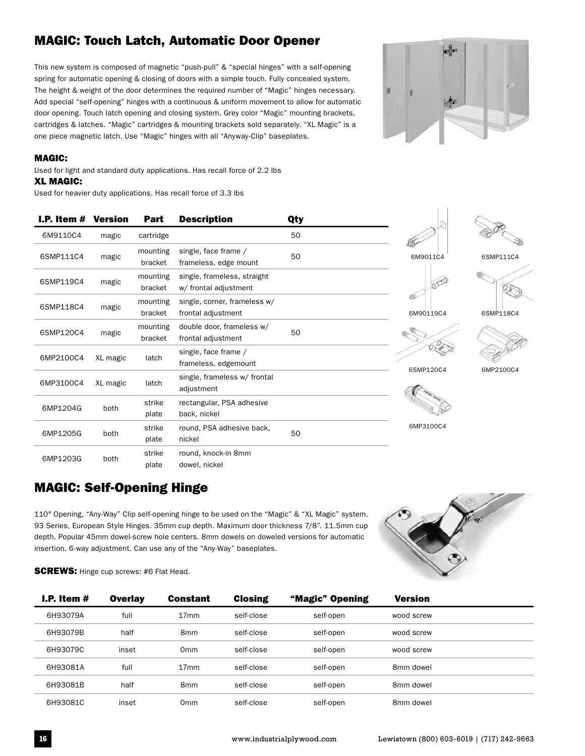## MAGIC: Touch Latch, Automatic Door Opener

This new system is composed of magnetic "push-pull" & "special hinges" with a self-opening spring for automatic opening & closing of doors with a simple touch. Fully concealed system. The height & weight of the door determines the required number of "Magic" hinges necessary. Add special "self-opening" hinges with a continuous & uniform movement to allow for automatic door opening. Touch latch opening and closing system. Grey color "Magic" mounting brackets, cartridges & latches. "Magic" cartridges & mounting brackets sold separately. "XL Magic" is a one piece magnetic latch. Use "Magic" hinges with all "Anyway-Clip" baseplates.

### MAGIC:

Used for light and standard duty applications. Has recall force of 2.2 lbs

### XL MAGIC:

Used for heavier duty applications. Has recall force of 3.3 lbs

| I.P. Item # | Version | Part | Description | Qty |
|---|---|---|---|---|
| 6M9110C4 | magic | cartridge | | 50 |
| 6SMP111C4 | magic | mounting bracket | single, face frame / frameless, edge mount | 50 |
| 6SMP119C4 | magic | mounting bracket | single, frameless, straight w/ frontal adjustment | |
| 6SMP118C4 | magic | mounting bracket | single, corner, frameless w/ frontal adjustment | |
| 6SMP120C4 | magic | mounting bracket | double door, frameless w/ frontal adjustment | 50 |
| 6MP2100C4 | XL magic | latch | single, face frame / frameless, edgemount | |
| 6MP3100C4 | XL magic | latch | single, frameless w/ frontal adjustment | |
| 6MP1204G | both | strike plate | rectangular, PSA adhesive back, nickel | |
| 6MP1205G | both | strike plate | round, PSA adhesive back, nickel | 50 |
| 6MP1203G | both | strike plate | round, knock-in 8mm dowel, nickel | |

6M9011C4 6SMP111C4 6M90119C4 6SMP118C4 6SMP120C4 6MP2100C4 6MP3100C4

## MAGIC: Self-Opening Hinge

110° Opening, "Any-Way" Clip self-opening hinge to be used on the "Magic" & "XL Magic" system. 93 Series, European Style Hinges. 35mm cup depth. Maximum door thickness 7/8". 11.5mm cup depth. Popular 45mm dowel-screw hole centers. 8mm dowels on doweled versions for automatic insertion. 6-way adjustment. Can use any of the "Any-Way" baseplates.

**SCREWS:** Hinge cup screws: #6 Flat Head.

| I.P. Item # | Overlay | Constant | Closing | "Magic" Opening | Version |
|---|---|---|---|---|---|
| 6H93079A | full | 17mm | self-close | self-open | wood screw |
| 6H93079B | half | 8mm | self-close | self-open | wood screw |
| 6H93079C | inset | 0mm | self-close | self-open | wood screw |
| 6H93081A | full | 17mm | self-close | self-open | 8mm dowel |
| 6H93081B | half | 8mm | self-close | self-open | 8mm dowel |
| 6H93081C | inset | 0mm | self-close | self-open | 8mm dowel |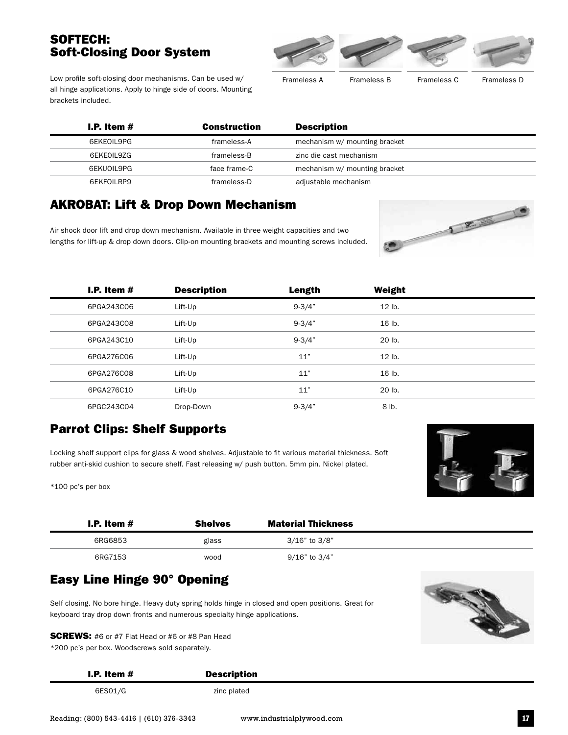## SOFTECH: Soft-Closing Door System

Frameless A | Frameless B | Frameless C | Frameless D

Low profile soft-closing door mechanisms. Can be used w/ all hinge applications. Apply to hinge side of doors. Mounting brackets included.

| I.P. Item # | Construction | Description |
|---|---|---|
| 6EKEOIL9PG | frameless-A | mechanism w/ mounting bracket |
| 6EKEOIL9ZG | frameless-B | zinc die cast mechanism |
| 6EKUOIL9PG | face frame-C | mechanism w/ mounting bracket |
| 6EKFOILRP9 | frameless-D | adjustable mechanism |

## AKROBAT: Lift & Drop Down Mechanism

Air shock door lift and drop down mechanism. Available in three weight capacities and two lengths for lift-up & drop down doors. Clip-on mounting brackets and mounting screws included.

| I.P. Item # | Description | Length | Weight |
|---|---|---|---|
| 6PGA243C06 | Lift-Up | 9-3/4" | 12 lb. |
| 6PGA243C08 | Lift-Up | 9-3/4" | 16 lb. |
| 6PGA243C10 | Lift-Up | 9-3/4" | 20 lb. |
| 6PGA276C06 | Lift-Up | 11" | 12 lb. |
| 6PGA276C08 | Lift-Up | 11" | 16 lb. |
| 6PGA276C10 | Lift-Up | 11" | 20 lb. |
| 6PGC243C04 | Drop-Down | 9-3/4" | 8 lb. |

## Parrot Clips: Shelf Supports

Locking shelf support clips for glass & wood shelves. Adjustable to fit various material thickness. Soft rubber anti-skid cushion to secure shelf. Fast releasing w/ push button. 5mm pin. Nickel plated.

*100 pc's per box

| I.P. Item # | Shelves | Material Thickness |
|---|---|---|
| 6RG6853 | glass | 3/16" to 3/8" |
| 6RG7153 | wood | 9/16" to 3/4" |

## Easy Line Hinge 90° Opening

Self closing. No bore hinge. Heavy duty spring holds hinge in closed and open positions. Great for keyboard tray drop down fronts and numerous specialty hinge applications.

**SCREWS:** #6 or #7 Flat Head or #6 or #8 Pan Head
*200 pc's per box. Woodscrews sold separately.

| I.P. Item # | Description |
|---|---|
| 6ES01/G | zinc plated |

Reading: (800) 543-4416 | (610) 376-3343 www.industrialplywood.com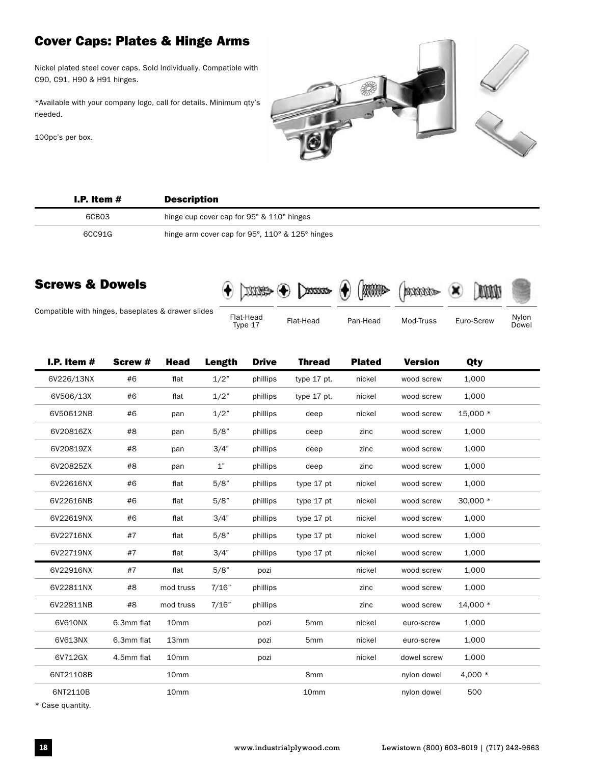## Cover Caps: Plates & Hinge Arms

Nickel plated steel cover caps. Sold Individually. Compatible with C90, C91, H90 & H91 hinges.

*Available with your company logo, call for details. Minimum qty's needed.

100pc's per box.

| I.P. Item # | Description |
|---|---|
| 6CB03 | hinge cup cover cap for 95° & 110° hinges |
| 6CC91G | hinge arm cover cap for 95°, 110° & 125° hinges |

## Screws & Dowels

Compatible with hinges, baseplates & drawer slides

Flat-Head Type 17 | Flat-Head | Pan-Head | Mod-Truss | Euro-Screw | Nylon Dowel

| I.P. Item # | Screw # | Head | Length | Drive | Thread | Plated | Version | Qty |
|---|---|---|---|---|---|---|---|---|
| 6V226/13NX | #6 | flat | 1/2" | phillips | type 17 pt. | nickel | wood screw | 1,000 |
| 6V506/13X | #6 | flat | 1/2" | phillips | type 17 pt. | nickel | wood screw | 1,000 |
| 6V50612NB | #6 | pan | 1/2" | phillips | deep | nickel | wood screw | 15,000 * |
| 6V20816ZX | #8 | pan | 5/8" | phillips | deep | zinc | wood screw | 1,000 |
| 6V20819ZX | #8 | pan | 3/4" | phillips | deep | zinc | wood screw | 1,000 |
| 6V20825ZX | #8 | pan | 1" | phillips | deep | zinc | wood screw | 1,000 |
| 6V22616NX | #6 | flat | 5/8" | phillips | type 17 pt | nickel | wood screw | 1,000 |
| 6V22616NB | #6 | flat | 5/8" | phillips | type 17 pt | nickel | wood screw | 30,000 * |
| 6V22619NX | #6 | flat | 3/4" | phillips | type 17 pt | nickel | wood screw | 1,000 |
| 6V22716NX | #7 | flat | 5/8" | phillips | type 17 pt | nickel | wood screw | 1,000 |
| 6V22719NX | #7 | flat | 3/4" | phillips | type 17 pt | nickel | wood screw | 1,000 |
| 6V22916NX | #7 | flat | 5/8" | pozi | | nickel | wood screw | 1,000 |
| 6V22811NX | #8 | mod truss | 7/16" | phillips | | zinc | wood screw | 1,000 |
| 6V22811NB | #8 | mod truss | 7/16" | phillips | | zinc | wood screw | 14,000 * |
| 6V610NX | 6.3mm flat | 10mm | | pozi | 5mm | nickel | euro-screw | 1,000 |
| 6V613NX | 6.3mm flat | 13mm | | pozi | 5mm | nickel | euro-screw | 1,000 |
| 6V712GX | 4.5mm flat | 10mm | | pozi | | nickel | dowel screw | 1,000 |
| 6NT21108B | | 10mm | | | 8mm | | nylon dowel | 4,000 * |
| 6NT2110B | | 10mm | | | 10mm | | nylon dowel | 500 |

* Case quantity.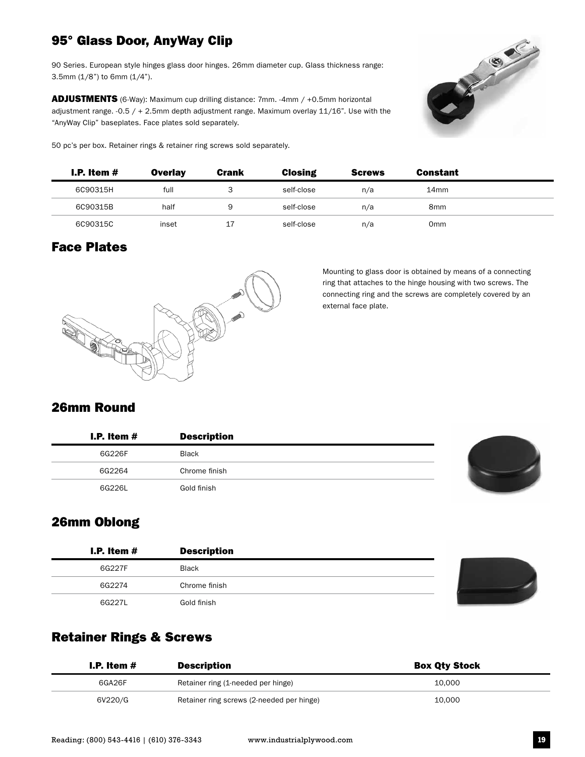## 95° Glass Door, AnyWay Clip

90 Series. European style hinges glass door hinges. 26mm diameter cup. Glass thickness range: 3.5mm (1/8") to 6mm (1/4").

**ADJUSTMENTS** (6-Way): Maximum cup drilling distance: 7mm. -4mm / +0.5mm horizontal adjustment range. -0.5 / + 2.5mm depth adjustment range. Maximum overlay 11/16". Use with the "AnyWay Clip" baseplates. Face plates sold separately.

50 pc's per box. Retainer rings & retainer ring screws sold separately.

| I.P. Item # | Overlay | Crank | Closing | Screws | Constant |
|---|---|---|---|---|---|
| 6C90315H | full | 3 | self-close | n/a | 14mm |
| 6C90315B | half | 9 | self-close | n/a | 8mm |
| 6C90315C | inset | 17 | self-close | n/a | 0mm |

## Face Plates

Mounting to glass door is obtained by means of a connecting ring that attaches to the hinge housing with two screws. The connecting ring and the screws are completely covered by an external face plate.

## 26mm Round

| I.P. Item # | Description |
|---|---|
| 6G226F | Black |
| 6G2264 | Chrome finish |
| 6G226L | Gold finish |

## 26mm Oblong

| I.P. Item # | Description |
|---|---|
| 6G227F | Black |
| 6G2274 | Chrome finish |
| 6G227L | Gold finish |

## Retainer Rings & Screws

| I.P. Item # | Description | Box Qty Stock |
|---|---|---|
| 6GA26F | Retainer ring (1-needed per hinge) | 10,000 |
| 6V220/G | Retainer ring screws (2-needed per hinge) | 10,000 |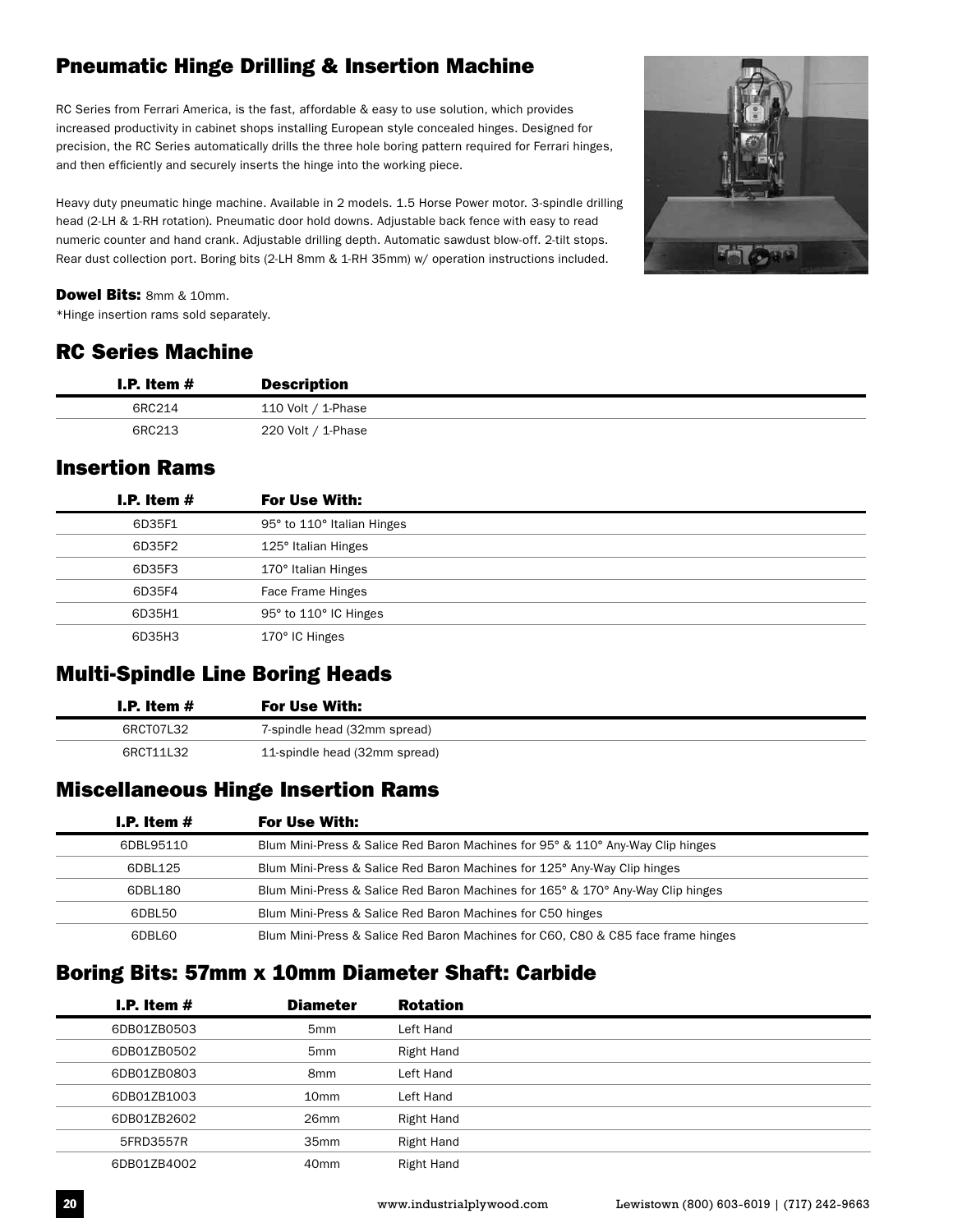## Pneumatic Hinge Drilling & Insertion Machine

RC Series from Ferrari America, is the fast, affordable & easy to use solution, which provides increased productivity in cabinet shops installing European style concealed hinges. Designed for precision, the RC Series automatically drills the three hole boring pattern required for Ferrari hinges, and then efficiently and securely inserts the hinge into the working piece.

Heavy duty pneumatic hinge machine. Available in 2 models. 1.5 Horse Power motor. 3-spindle drilling head (2-LH & 1-RH rotation). Pneumatic door hold downs. Adjustable back fence with easy to read numeric counter and hand crank. Adjustable drilling depth. Automatic sawdust blow-off. 2-tilt stops. Rear dust collection port. Boring bits (2-LH 8mm & 1-RH 35mm) w/ operation instructions included.

**Dowel Bits:** 8mm & 10mm.
*Hinge insertion rams sold separately.

## RC Series Machine

| I.P. Item # | Description |
|---|---|
| 6RC214 | 110 Volt / 1-Phase |
| 6RC213 | 220 Volt / 1-Phase |

## Insertion Rams

| I.P. Item # | For Use With: |
|---|---|
| 6D35F1 | 95° to 110° Italian Hinges |
| 6D35F2 | 125° Italian Hinges |
| 6D35F3 | 170° Italian Hinges |
| 6D35F4 | Face Frame Hinges |
| 6D35H1 | 95° to 110° IC Hinges |
| 6D35H3 | 170° IC Hinges |

## Multi-Spindle Line Boring Heads

| I.P. Item # | For Use With: |
|---|---|
| 6RCT07L32 | 7-spindle head (32mm spread) |
| 6RCT11L32 | 11-spindle head (32mm spread) |

## Miscellaneous Hinge Insertion Rams

| I.P. Item # | For Use With: |
|---|---|
| 6DBL95110 | Blum Mini-Press & Salice Red Baron Machines for 95° & 110° Any-Way Clip hinges |
| 6DBL125 | Blum Mini-Press & Salice Red Baron Machines for 125° Any-Way Clip hinges |
| 6DBL180 | Blum Mini-Press & Salice Red Baron Machines for 165° & 170° Any-Way Clip hinges |
| 6DBL50 | Blum Mini-Press & Salice Red Baron Machines for C50 hinges |
| 6DBL60 | Blum Mini-Press & Salice Red Baron Machines for C60, C80 & C85 face frame hinges |

## Boring Bits: 57mm x 10mm Diameter Shaft: Carbide

| I.P. Item # | Diameter | Rotation |
|---|---|---|
| 6DB01ZB0503 | 5mm | Left Hand |
| 6DB01ZB0502 | 5mm | Right Hand |
| 6DB01ZB0803 | 8mm | Left Hand |
| 6DB01ZB1003 | 10mm | Left Hand |
| 6DB01ZB2602 | 26mm | Right Hand |
| 5FRD3557R | 35mm | Right Hand |
| 6DB01ZB4002 | 40mm | Right Hand |

www.industrialplywood.com Lewistown (800) 603-6019 | (717) 242-9663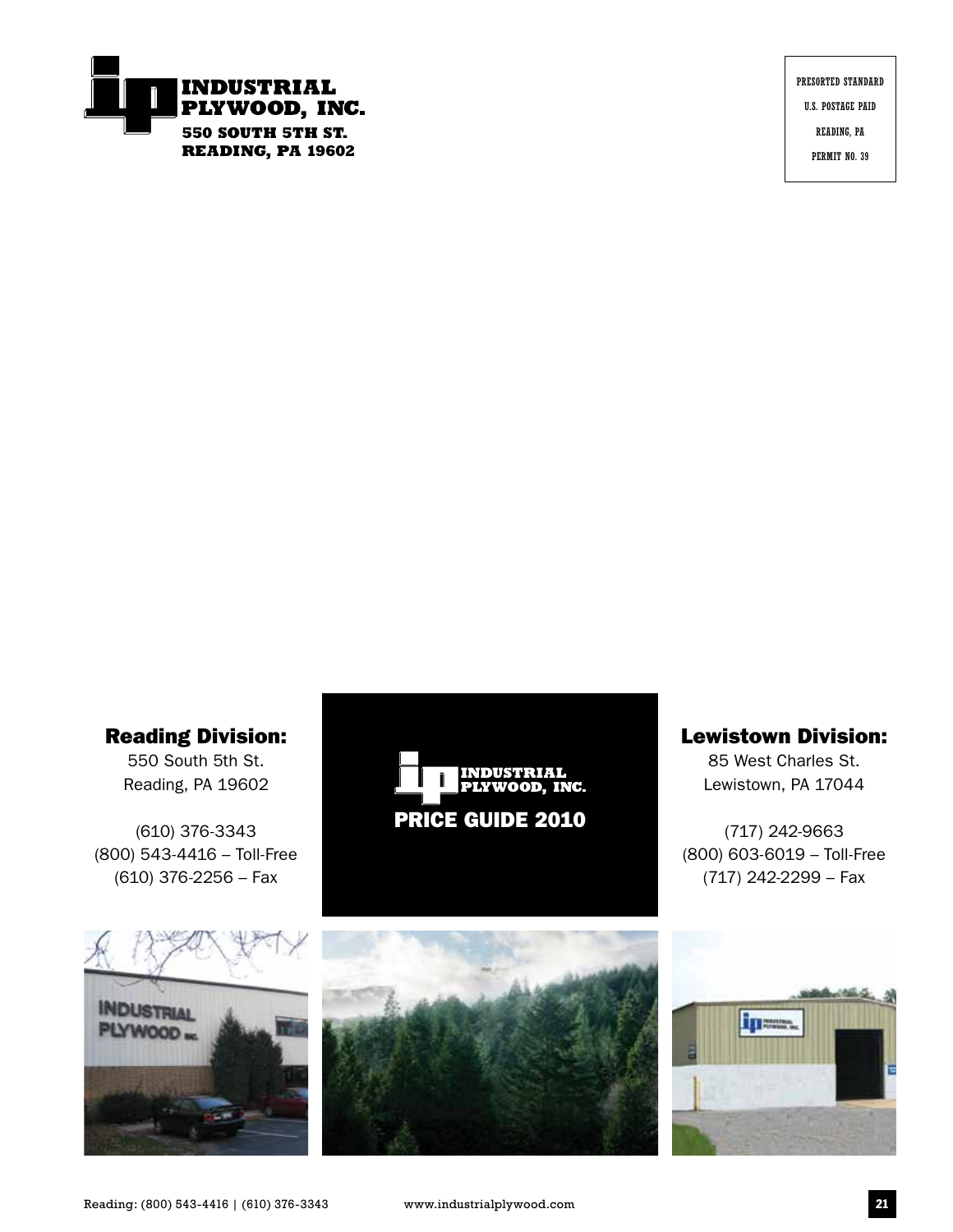**INDUSTRIAL PLYWOOD, INC.**
**550 SOUTH 5TH ST.**
**READING, PA 19602**

PRESORTED STANDARD
U.S. POSTAGE PAID
READING, PA
PERMIT NO. 39

## Reading Division:

550 South 5th St.
Reading, PA 19602

(610) 376-3343
(800) 543-4416 – Toll-Free
(610) 376-2256 – Fax

**INDUSTRIAL PLYWOOD, INC.**

**PRICE GUIDE 2010**

## Lewistown Division:

85 West Charles St.
Lewistown, PA 17044

(717) 242-9663
(800) 603-6019 – Toll-Free
(717) 242-2299 – Fax